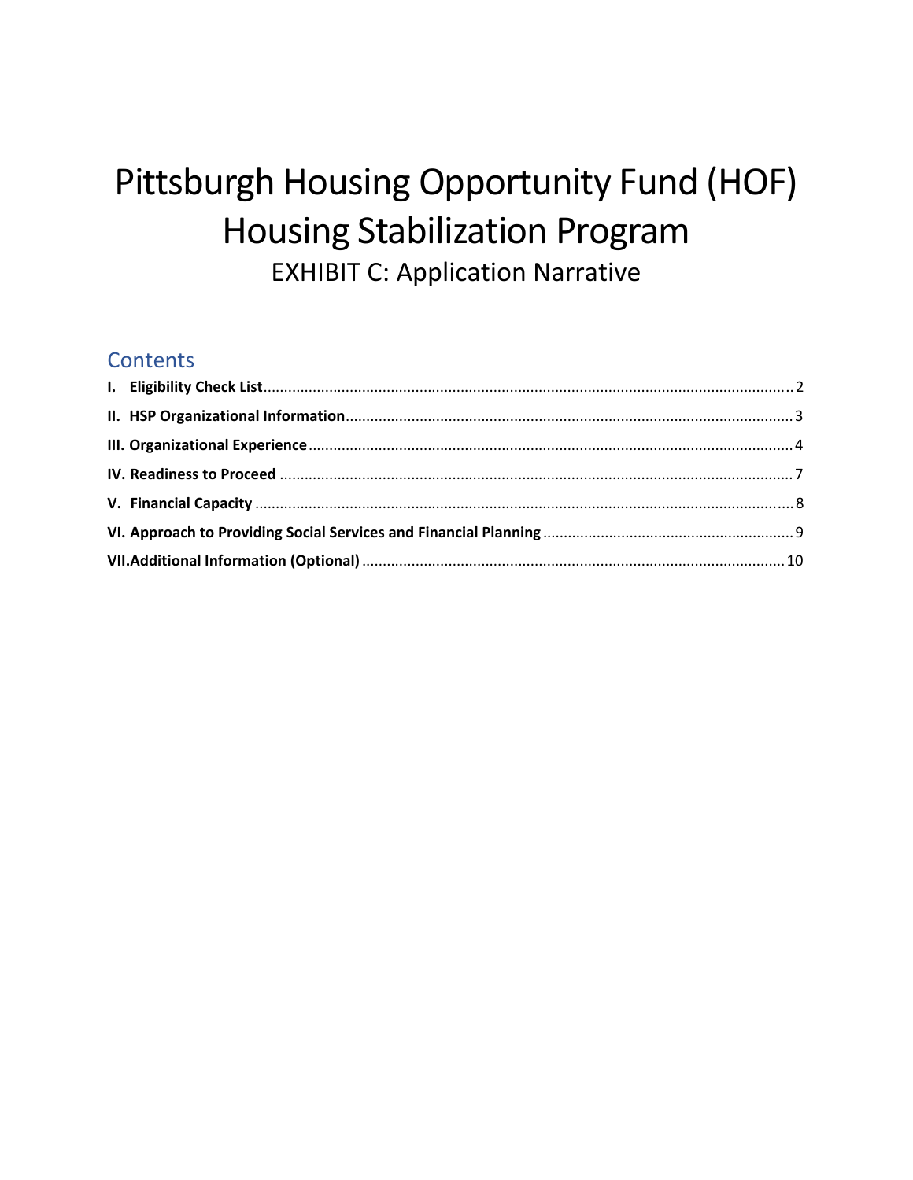# Pittsburgh Housing Opportunity Fund (HOF) Housing Stabilization Program

## EXHIBIT C: Application Narrative

## Contents

**I. Eligibility Check List** .......... 2

**II. HSP Organizational Information** .......... 3

**III. Organizational Experience** .......... 4

**IV. Readiness to Proceed** .......... 7

**V. Financial Capacity** .......... 8

**VI. Approach to Providing Social Services and Financial Planning** .......... 9

**VII. Additional Information (Optional)** .......... 10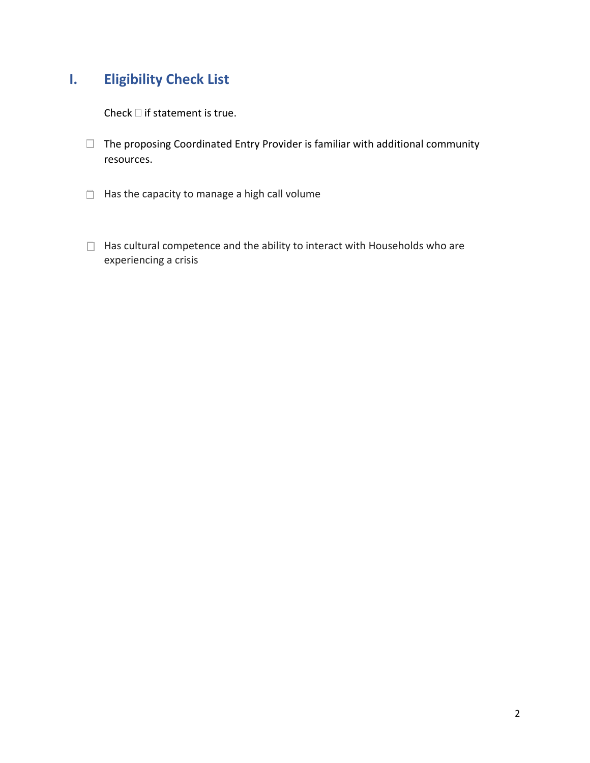## I. Eligibility Check List

Check ☐ if statement is true.

☐ The proposing Coordinated Entry Provider is familiar with additional community resources.

☐ Has the capacity to manage a high call volume

☐ Has cultural competence and the ability to interact with Households who are experiencing a crisis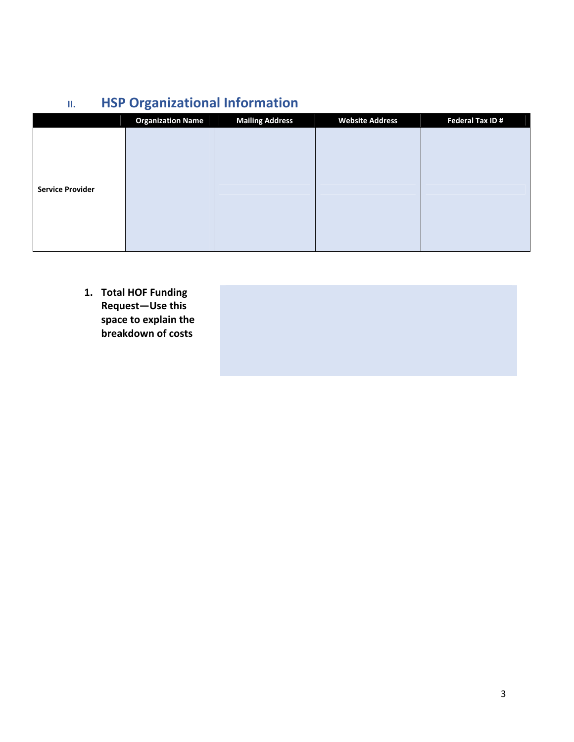## II. HSP Organizational Information

| | Organization Name | Mailing Address | Website Address | Federal Tax ID # |
|---|---|---|---|---|
| **Service Provider** | | | | |

1. **Total HOF Funding Request—Use this space to explain the breakdown of costs**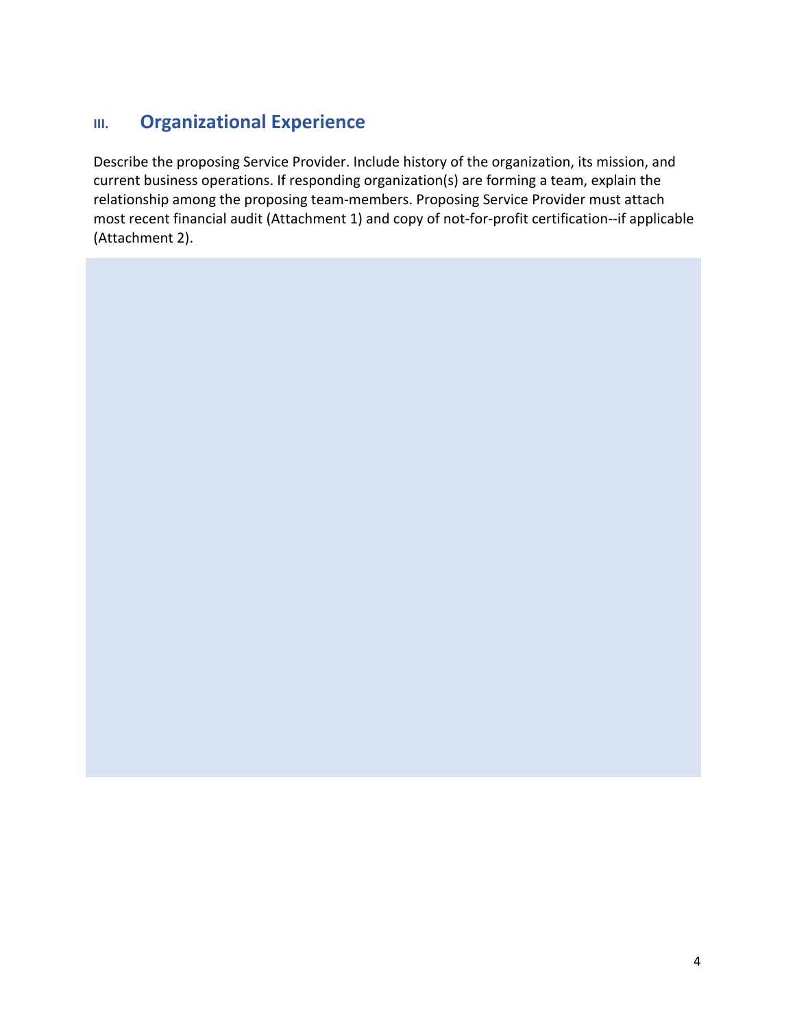## III. Organizational Experience

Describe the proposing Service Provider. Include history of the organization, its mission, and current business operations. If responding organization(s) are forming a team, explain the relationship among the proposing team-members. Proposing Service Provider must attach most recent financial audit (Attachment 1) and copy of not-for-profit certification--if applicable (Attachment 2).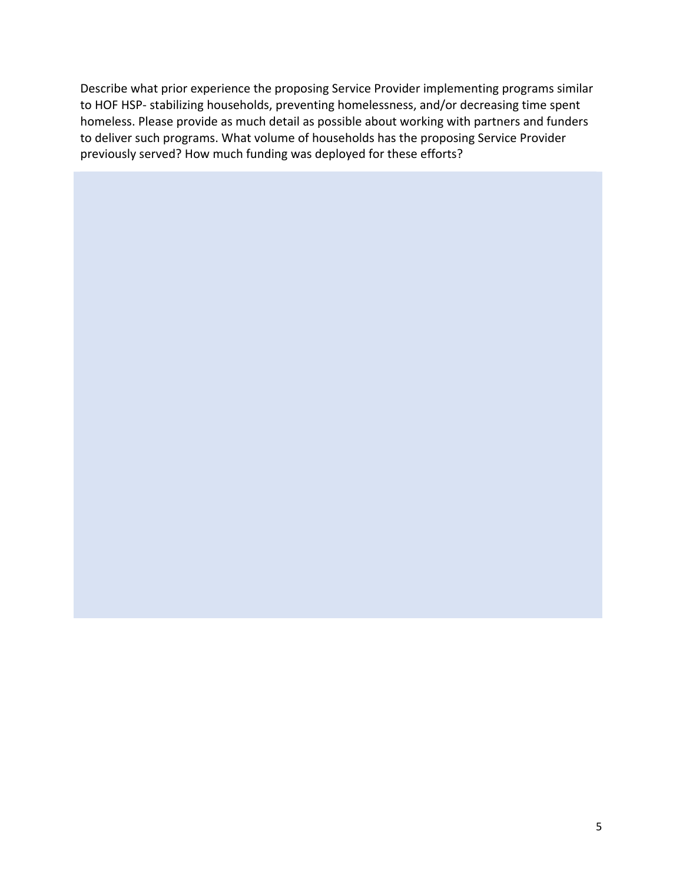Describe what prior experience the proposing Service Provider implementing programs similar to HOF HSP- stabilizing households, preventing homelessness, and/or decreasing time spent homeless. Please provide as much detail as possible about working with partners and funders to deliver such programs. What volume of households has the proposing Service Provider previously served? How much funding was deployed for these efforts?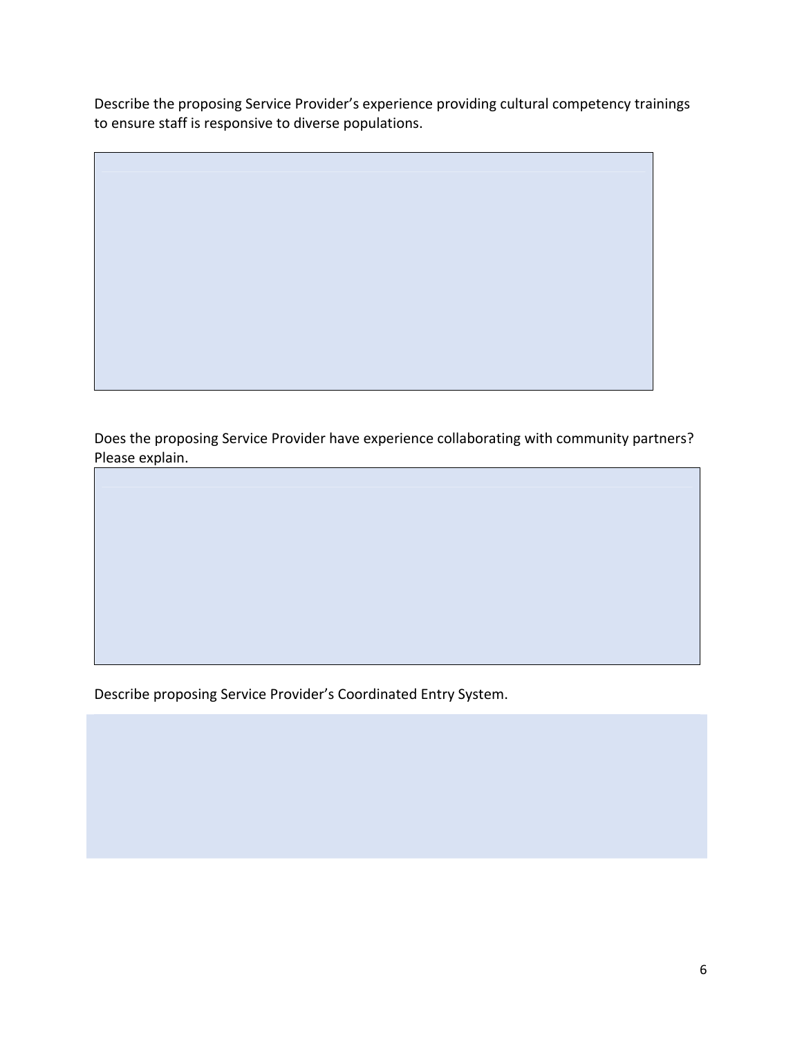Describe the proposing Service Provider's experience providing cultural competency trainings to ensure staff is responsive to diverse populations.

Does the proposing Service Provider have experience collaborating with community partners? Please explain.

Describe proposing Service Provider's Coordinated Entry System.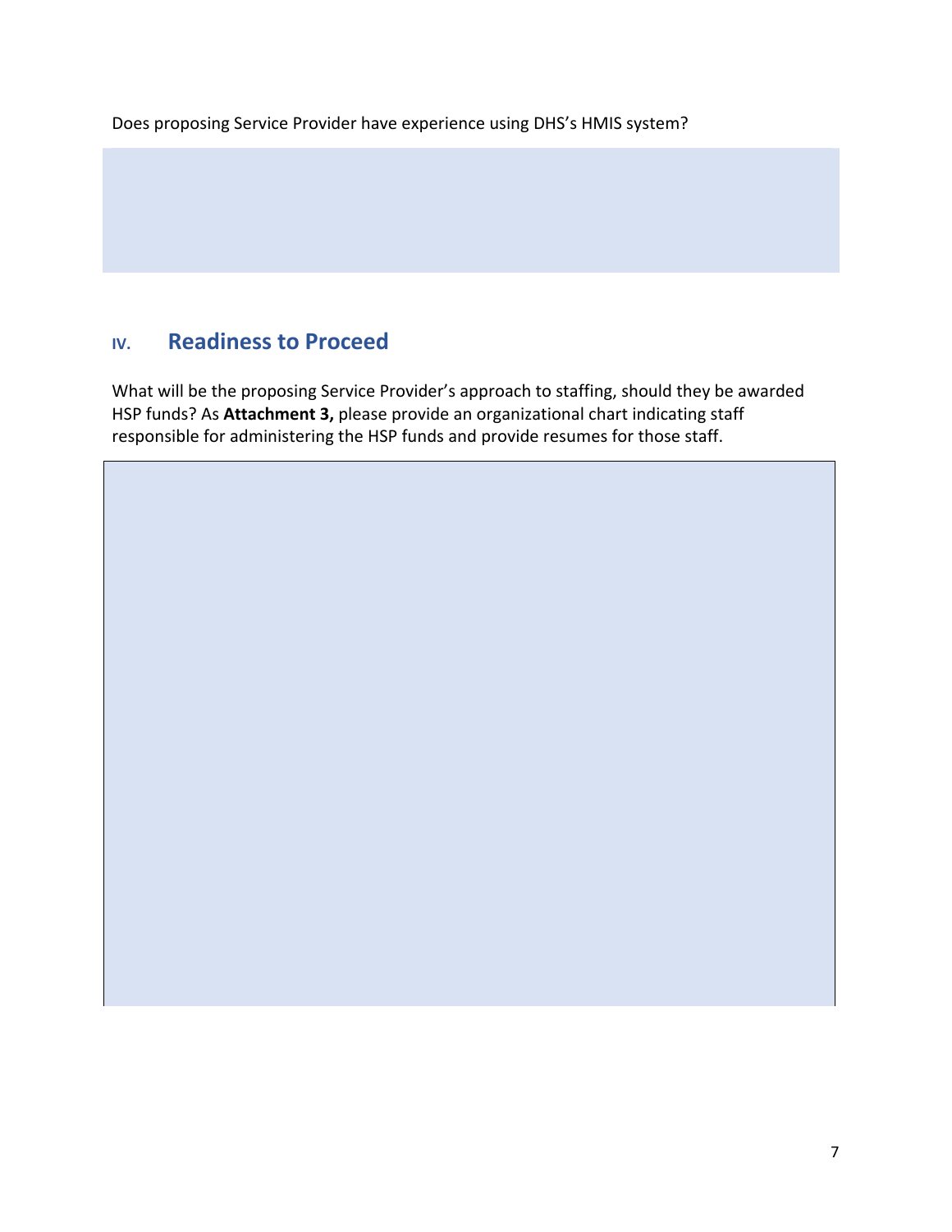Does proposing Service Provider have experience using DHS's HMIS system?

## IV. Readiness to Proceed

What will be the proposing Service Provider's approach to staffing, should they be awarded HSP funds? As **Attachment 3,** please provide an organizational chart indicating staff responsible for administering the HSP funds and provide resumes for those staff.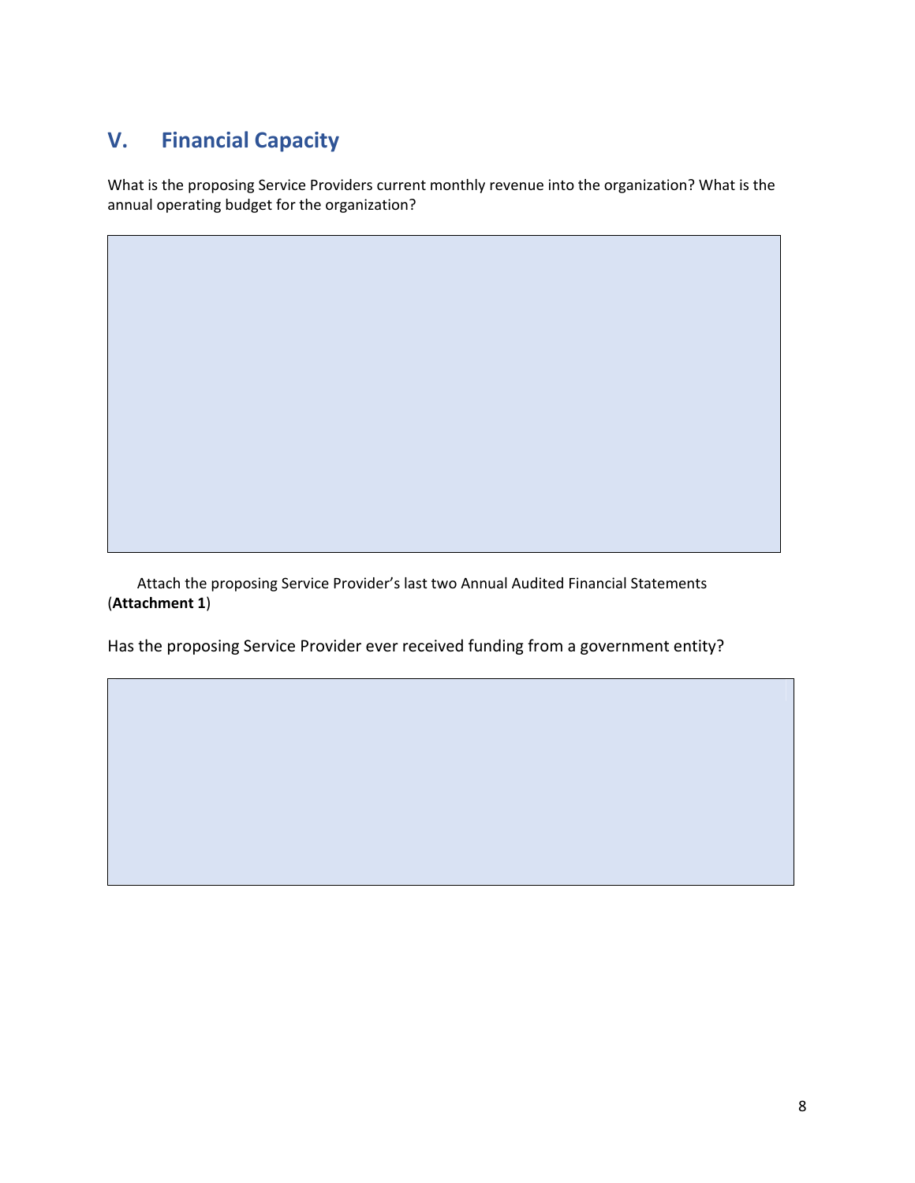## V. Financial Capacity

What is the proposing Service Providers current monthly revenue into the organization? What is the annual operating budget for the organization?

Attach the proposing Service Provider's last two Annual Audited Financial Statements (**Attachment 1**)

Has the proposing Service Provider ever received funding from a government entity?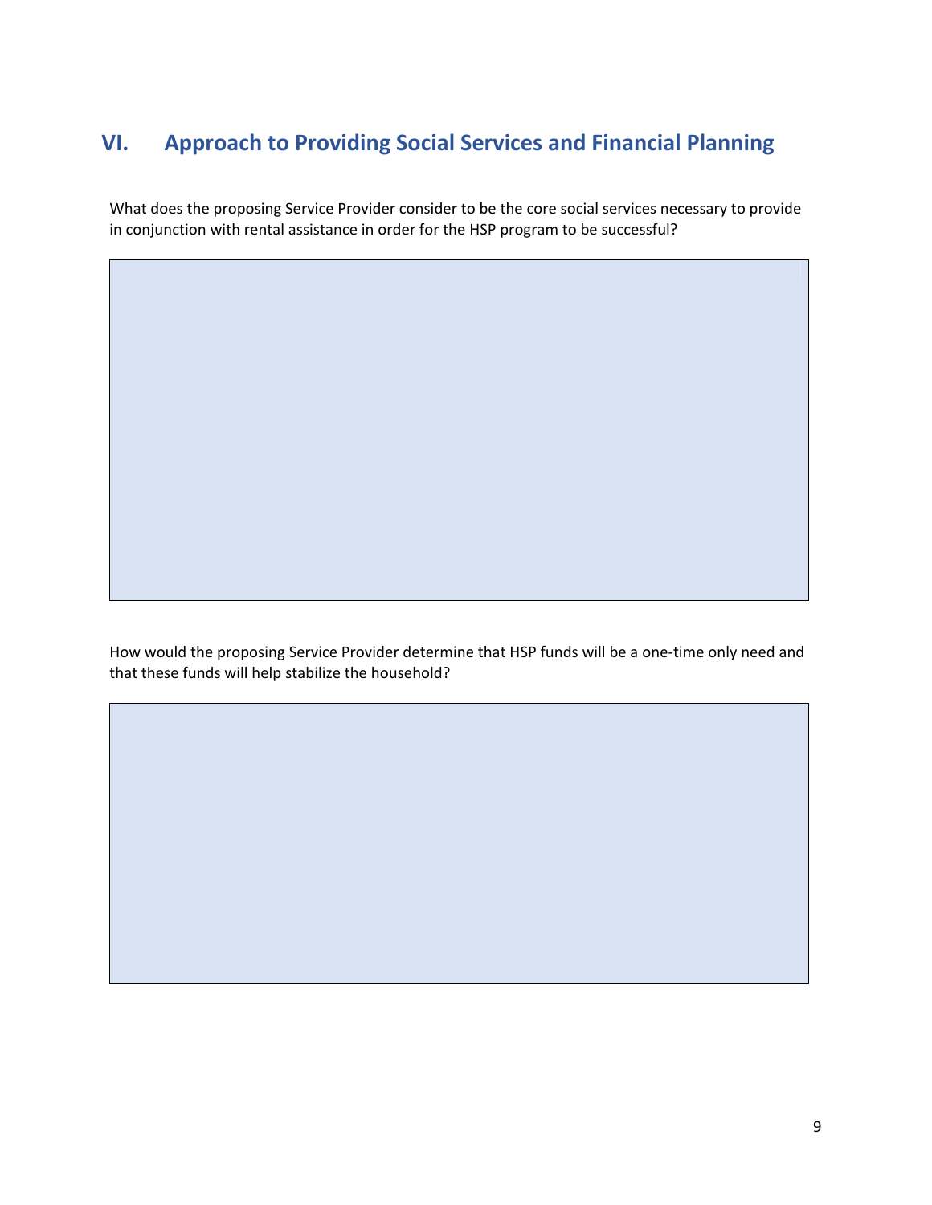## VI. Approach to Providing Social Services and Financial Planning

What does the proposing Service Provider consider to be the core social services necessary to provide in conjunction with rental assistance in order for the HSP program to be successful?

How would the proposing Service Provider determine that HSP funds will be a one-time only need and that these funds will help stabilize the household?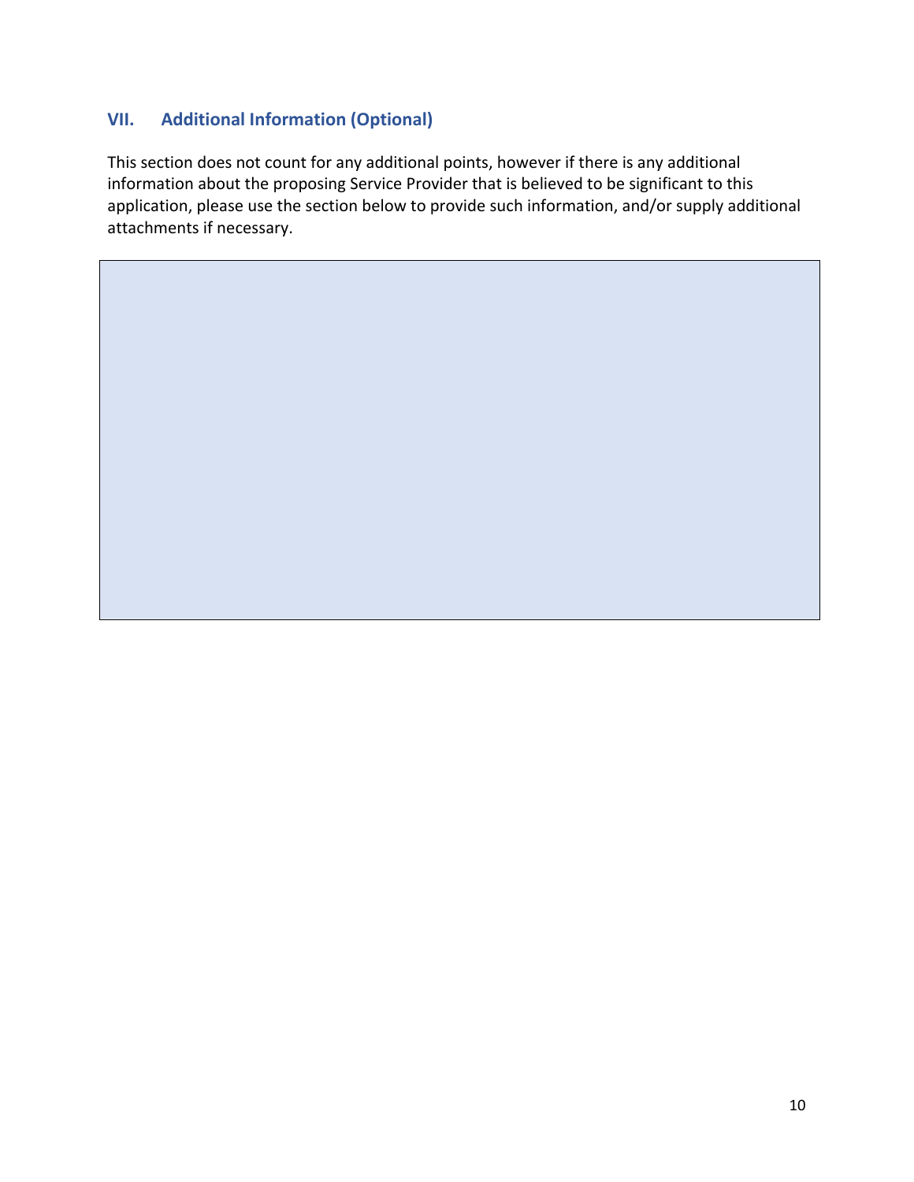## VII. Additional Information (Optional)

This section does not count for any additional points, however if there is any additional information about the proposing Service Provider that is believed to be significant to this application, please use the section below to provide such information, and/or supply additional attachments if necessary.